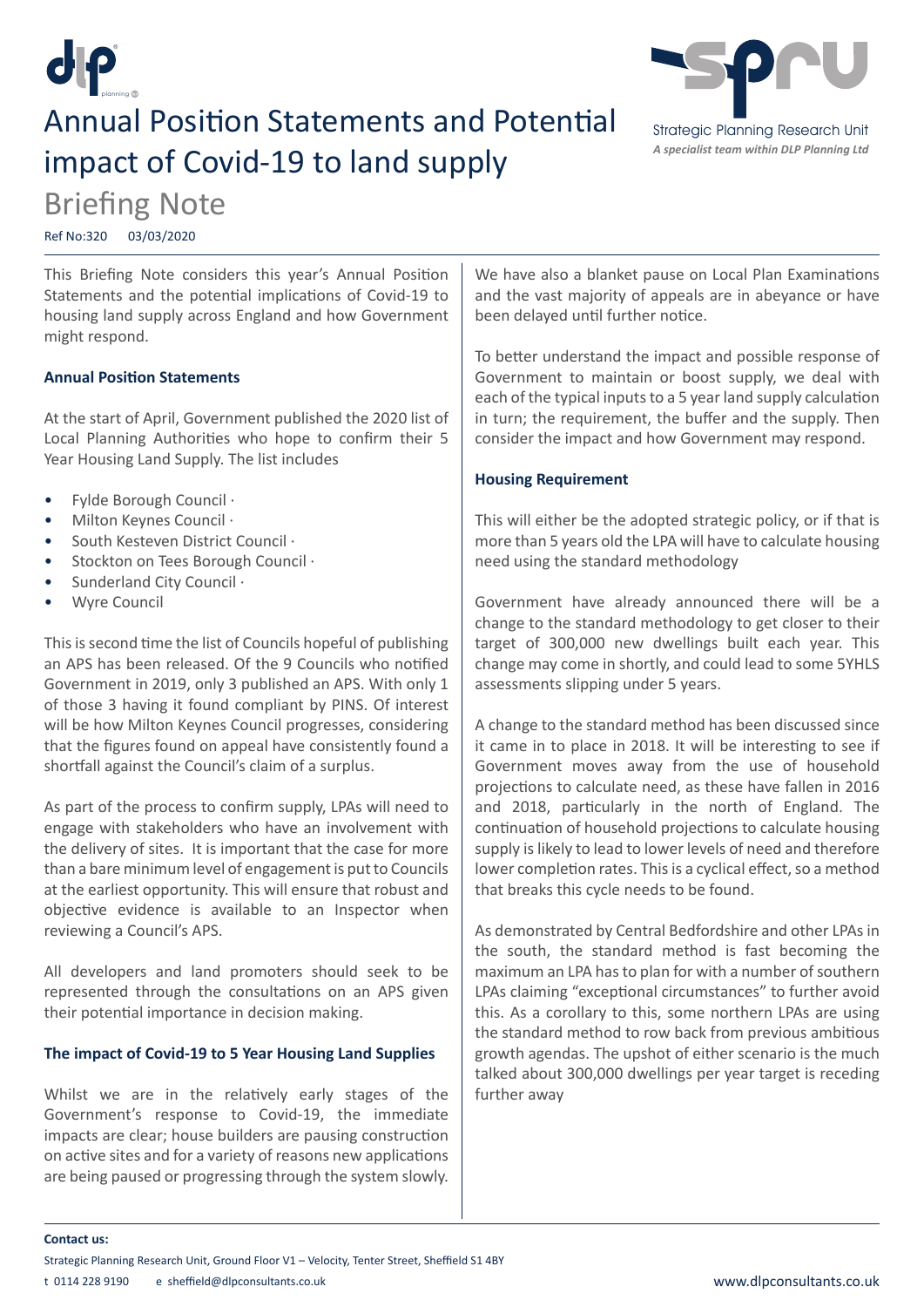# Annual Position Statements and Potential impact of Covid-19 to land supply

## Briefing Note

Ref No:320 03/03/2020

This Briefing Note considers this year's Annual Position Statements and the potential implications of Covid-19 to housing land supply across England and how Government might respond.

**Annual Position Statements**

At the start of April, Government published the 2020 list of Local Planning Authorities who hope to confirm their 5 Year Housing Land Supply. The list includes

- Fylde Borough Council ·
- Milton Keynes Council ·
- South Kesteven District Council ·
- Stockton on Tees Borough Council ·
- Sunderland City Council ·
- Wyre Council

This is second time the list of Councils hopeful of publishing an APS has been released. Of the 9 Councils who notified Government in 2019, only 3 published an APS. With only 1 of those 3 having it found compliant by PINS. Of interest will be how Milton Keynes Council progresses, considering that the figures found on appeal have consistently found a shortfall against the Council's claim of a surplus.

As part of the process to confirm supply, LPAs will need to engage with stakeholders who have an involvement with the delivery of sites. It is important that the case for more than a bare minimum level of engagement is put to Councils at the earliest opportunity. This will ensure that robust and objective evidence is available to an Inspector when reviewing a Council's APS.

All developers and land promoters should seek to be represented through the consultations on an APS given their potential importance in decision making.

**The impact of Covid-19 to 5 Year Housing Land Supplies**

Whilst we are in the relatively early stages of the Government's response to Covid-19, the immediate impacts are clear; house builders are pausing construction on active sites and for a variety of reasons new applications are being paused or progressing through the system slowly.

We have also a blanket pause on Local Plan Examinations and the vast majority of appeals are in abeyance or have been delayed until further notice.

To better understand the impact and possible response of Government to maintain or boost supply, we deal with each of the typical inputs to a 5 year land supply calculation in turn; the requirement, the buffer and the supply. Then consider the impact and how Government may respond.

**Housing Requirement**

This will either be the adopted strategic policy, or if that is more than 5 years old the LPA will have to calculate housing need using the standard methodology

Government have already announced there will be a change to the standard methodology to get closer to their target of 300,000 new dwellings built each year. This change may come in shortly, and could lead to some 5YHLS assessments slipping under 5 years.

A change to the standard method has been discussed since it came in to place in 2018. It will be interesting to see if Government moves away from the use of household projections to calculate need, as these have fallen in 2016 and 2018, particularly in the north of England. The continuation of household projections to calculate housing supply is likely to lead to lower levels of need and therefore lower completion rates. This is a cyclical effect, so a method that breaks this cycle needs to be found.

As demonstrated by Central Bedfordshire and other LPAs in the south, the standard method is fast becoming the maximum an LPA has to plan for with a number of southern LPAs claiming "exceptional circumstances" to further avoid this. As a corollary to this, some northern LPAs are using the standard method to row back from previous ambitious growth agendas. The upshot of either scenario is the much talked about 300,000 dwellings per year target is receding further away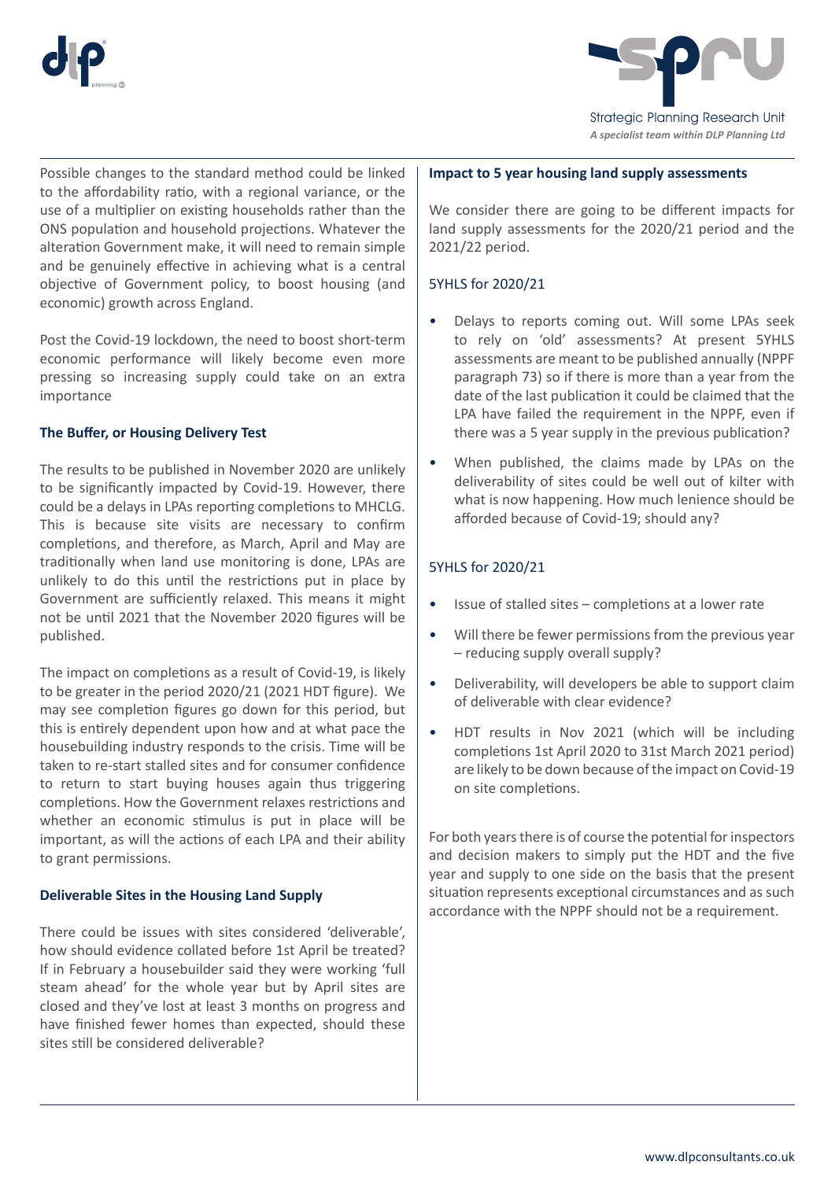Possible changes to the standard method could be linked to the affordability ratio, with a regional variance, or the use of a multiplier on existing households rather than the ONS population and household projections. Whatever the alteration Government make, it will need to remain simple and be genuinely effective in achieving what is a central objective of Government policy, to boost housing (and economic) growth across England.

Post the Covid-19 lockdown, the need to boost short-term economic performance will likely become even more pressing so increasing supply could take on an extra importance

**The Buffer, or Housing Delivery Test**

The results to be published in November 2020 are unlikely to be significantly impacted by Covid-19. However, there could be a delays in LPAs reporting completions to MHCLG. This is because site visits are necessary to confirm completions, and therefore, as March, April and May are traditionally when land use monitoring is done, LPAs are unlikely to do this until the restrictions put in place by Government are sufficiently relaxed. This means it might not be until 2021 that the November 2020 figures will be published.

The impact on completions as a result of Covid-19, is likely to be greater in the period 2020/21 (2021 HDT figure). We may see completion figures go down for this period, but this is entirely dependent upon how and at what pace the housebuilding industry responds to the crisis. Time will be taken to re-start stalled sites and for consumer confidence to return to start buying houses again thus triggering completions. How the Government relaxes restrictions and whether an economic stimulus is put in place will be important, as will the actions of each LPA and their ability to grant permissions.

**Deliverable Sites in the Housing Land Supply**

There could be issues with sites considered 'deliverable', how should evidence collated before 1st April be treated? If in February a housebuilder said they were working 'full steam ahead' for the whole year but by April sites are closed and they've lost at least 3 months on progress and have finished fewer homes than expected, should these sites still be considered deliverable?

**Impact to 5 year housing land supply assessments**

We consider there are going to be different impacts for land supply assessments for the 2020/21 period and the 2021/22 period.

5YHLS for 2020/21

- Delays to reports coming out. Will some LPAs seek to rely on 'old' assessments? At present 5YHLS assessments are meant to be published annually (NPPF paragraph 73) so if there is more than a year from the date of the last publication it could be claimed that the LPA have failed the requirement in the NPPF, even if there was a 5 year supply in the previous publication?
- When published, the claims made by LPAs on the deliverability of sites could be well out of kilter with what is now happening. How much lenience should be afforded because of Covid-19; should any?

5YHLS for 2020/21

- Issue of stalled sites – completions at a lower rate
- Will there be fewer permissions from the previous year – reducing supply overall supply?
- Deliverability, will developers be able to support claim of deliverable with clear evidence?
- HDT results in Nov 2021 (which will be including completions 1st April 2020 to 31st March 2021 period) are likely to be down because of the impact on Covid-19 on site completions.

For both years there is of course the potential for inspectors and decision makers to simply put the HDT and the five year and supply to one side on the basis that the present situation represents exceptional circumstances and as such accordance with the NPPF should not be a requirement.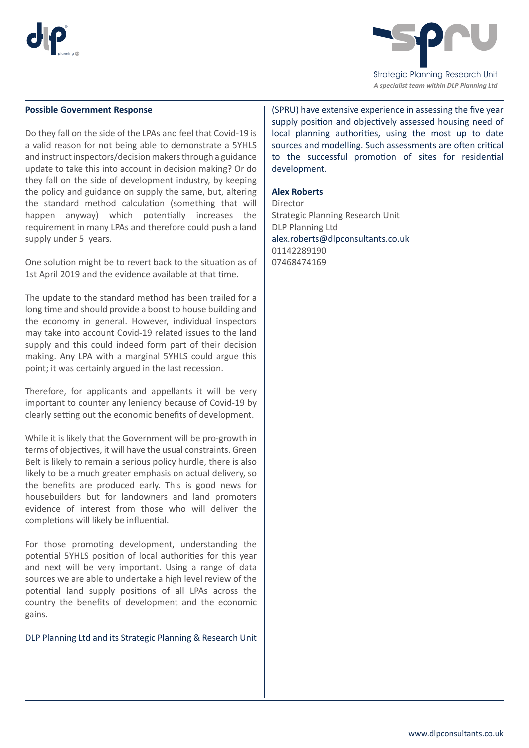**Possible Government Response**

Do they fall on the side of the LPAs and feel that Covid-19 is a valid reason for not being able to demonstrate a 5YHLS and instruct inspectors/decision makers through a guidance update to take this into account in decision making? Or do they fall on the side of development industry, by keeping the policy and guidance on supply the same, but, altering the standard method calculation (something that will happen anyway) which potentially increases the requirement in many LPAs and therefore could push a land supply under 5 years.

One solution might be to revert back to the situation as of 1st April 2019 and the evidence available at that time.

The update to the standard method has been trailed for a long time and should provide a boost to house building and the economy in general. However, individual inspectors may take into account Covid-19 related issues to the land supply and this could indeed form part of their decision making. Any LPA with a marginal 5YHLS could argue this point; it was certainly argued in the last recession.

Therefore, for applicants and appellants it will be very important to counter any leniency because of Covid-19 by clearly setting out the economic benefits of development.

While it is likely that the Government will be pro-growth in terms of objectives, it will have the usual constraints. Green Belt is likely to remain a serious policy hurdle, there is also likely to be a much greater emphasis on actual delivery, so the benefits are produced early. This is good news for housebuilders but for landowners and land promoters evidence of interest from those who will deliver the completions will likely be influential.

For those promoting development, understanding the potential 5YHLS position of local authorities for this year and next will be very important. Using a range of data sources we are able to undertake a high level review of the potential land supply positions of all LPAs across the country the benefits of development and the economic gains.

DLP Planning Ltd and its Strategic Planning & Research Unit (SPRU) have extensive experience in assessing the five year supply position and objectively assessed housing need of local planning authorities, using the most up to date sources and modelling. Such assessments are often critical to the successful promotion of sites for residential development.

**Alex Roberts**
Director
Strategic Planning Research Unit
DLP Planning Ltd
alex.roberts@dlpconsultants.co.uk
01142289190
07468474169